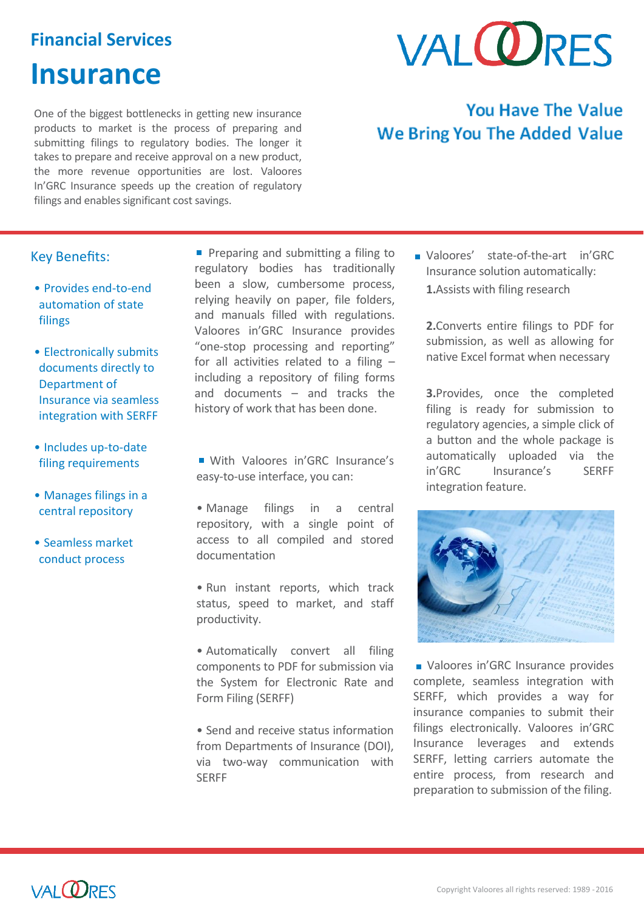## Financial Services

# Insurance

One of the biggest bottlenecks in getting new insurance products to market is the process of preparing and submitting filings to regulatory bodies. The longer it takes to prepare and receive approval on a new product, the more revenue opportunities are lost. Valoores In'GRC Insurance speeds up the creation of regulatory filings and enables significant cost savings.

**You Have The Value**
**We Bring You The Added Value**

### Key Benefits:

- Provides end-to-end automation of state filings
- Electronically submits documents directly to Department of Insurance via seamless integration with SERFF
- Includes up-to-date filing requirements
- Manages filings in a central repository
- Seamless market conduct process

- Preparing and submitting a filing to regulatory bodies has traditionally been a slow, cumbersome process, relying heavily on paper, file folders, and manuals filled with regulations. Valoores in'GRC Insurance provides "one-stop processing and reporting" for all activities related to a filing – including a repository of filing forms and documents – and tracks the history of work that has been done.

- With Valoores in'GRC Insurance's easy-to-use interface, you can:

  - Manage filings in a central repository, with a single point of access to all compiled and stored documentation
  - Run instant reports, which track status, speed to market, and staff productivity.
  - Automatically convert all filing components to PDF for submission via the System for Electronic Rate and Form Filing (SERFF)
  - Send and receive status information from Departments of Insurance (DOI), via two-way communication with SERFF

- Valoores' state-of-the-art in'GRC Insurance solution automatically:

  **1.** Assists with filing research

  **2.** Converts entire filings to PDF for submission, as well as allowing for native Excel format when necessary

  **3.** Provides, once the completed filing is ready for submission to regulatory agencies, a simple click of a button and the whole package is automatically uploaded via the in'GRC Insurance's SERFF integration feature.

- Valoores in'GRC Insurance provides complete, seamless integration with SERFF, which provides a way for insurance companies to submit their filings electronically. Valoores in'GRC Insurance leverages and extends SERFF, letting carriers automate the entire process, from research and preparation to submission of the filing.

Copyright Valoores all rights reserved: 1989 - 2016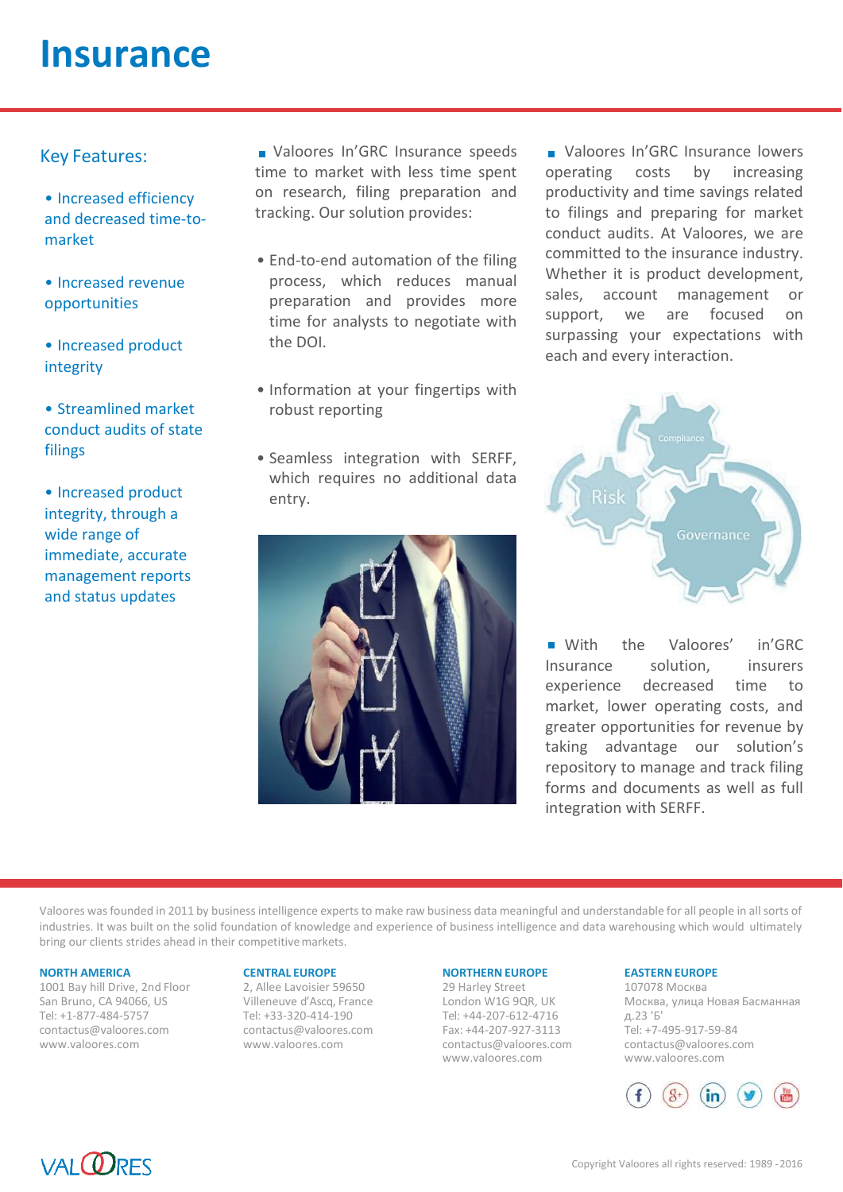# Insurance

## Key Features:

- Increased efficiency and decreased time-to-market
- Increased revenue opportunities
- Increased product integrity
- Streamlined market conduct audits of state filings
- Increased product integrity, through a wide range of immediate, accurate management reports and status updates

■ Valoores In'GRC Insurance speeds time to market with less time spent on research, filing preparation and tracking. Our solution provides:

- End-to-end automation of the filing process, which reduces manual preparation and provides more time for analysts to negotiate with the DOI.
- Information at your fingertips with robust reporting
- Seamless integration with SERFF, which requires no additional data entry.

■ Valoores In'GRC Insurance lowers operating costs by increasing productivity and time savings related to filings and preparing for market conduct audits. At Valoores, we are committed to the insurance industry. Whether it is product development, sales, account management or support, we are focused on surpassing your expectations with each and every interaction.

Compliance

Risk

Governance

■ With the Valoores' in'GRC Insurance solution, insurers experience decreased time to market, lower operating costs, and greater opportunities for revenue by taking advantage our solution's repository to manage and track filing forms and documents as well as full integration with SERFF.

Valoores was founded in 2011 by business intelligence experts to make raw business data meaningful and understandable for all people in all sorts of industries. It was built on the solid foundation of knowledge and experience of business intelligence and data warehousing which would ultimately bring our clients strides ahead in their competitive markets.

**NORTH AMERICA**
1001 Bay hill Drive, 2nd Floor
San Bruno, CA 94066, US
Tel: +1-877-484-5757
contactus@valoores.com
www.valoores.com

**CENTRAL EUROPE**
2, Allee Lavoisier 59650
Villeneuve d'Ascq, France
Tel: +33-320-414-190
contactus@valoores.com
www.valoores.com

**NORTHERN EUROPE**
29 Harley Street
London W1G 9QR, UK
Tel: +44-207-612-4716
Fax: +44-207-927-3113
contactus@valoores.com
www.valoores.com

**EASTERN EUROPE**
107078 Москва
Москва, улица Новая Басманная д.23 'Б'
Tel: +7-495-917-59-84
contactus@valoores.com
www.valoores.com

VALOORES

Copyright Valoores all rights reserved: 1989 - 2016